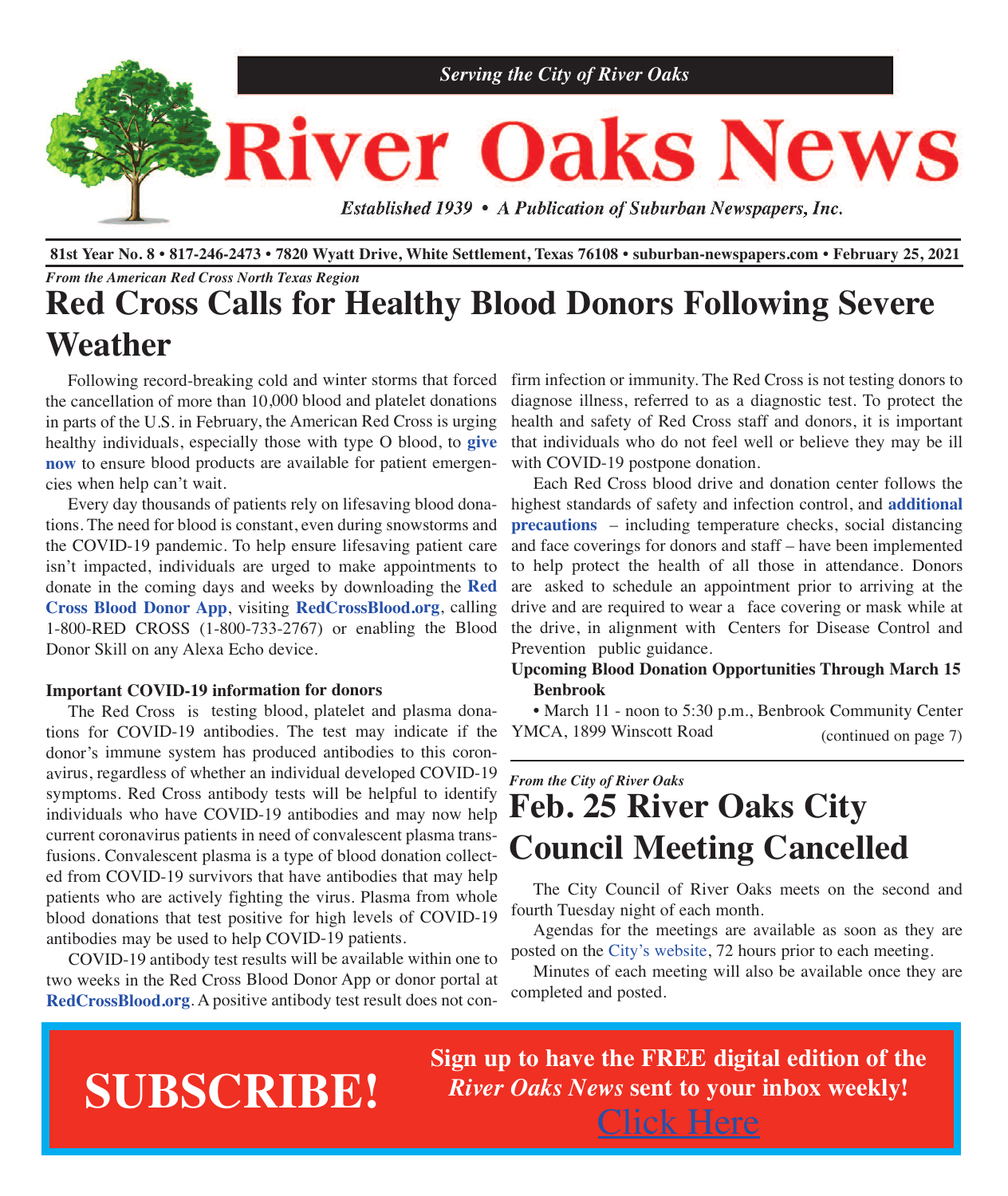*Serving the City of River Oaks*

# River Oaks News

*Established 1939 • A Publication of Suburban Newspapers, Inc.*

**81st Year No. 8 • 817-246-2473 • 7820 Wyatt Drive, White Settlement, Texas 76108 • suburban-newspapers.com • February 25, 2021**

*From the American Red Cross North Texas Region*

## Red Cross Calls for Healthy Blood Donors Following Severe Weather

Following record-breaking cold and winter storms that forced the cancellation of more than 10,000 blood and platelet donations in parts of the U.S. in February, the American Red Cross is urging healthy individuals, especially those with type O blood, to **give now** to ensure blood products are available for patient emergencies when help can't wait.

Every day thousands of patients rely on lifesaving blood donations. The need for blood is constant, even during snowstorms and the COVID-19 pandemic. To help ensure lifesaving patient care isn't impacted, individuals are urged to make appointments to donate in the coming days and weeks by downloading the **Red Cross Blood Donor App**, visiting **RedCrossBlood.org**, calling 1-800-RED CROSS (1-800-733-2767) or enabling the Blood Donor Skill on any Alexa Echo device.

**Important COVID-19 information for donors**

The Red Cross is testing blood, platelet and plasma donations for COVID-19 antibodies. The test may indicate if the donor's immune system has produced antibodies to this coronavirus, regardless of whether an individual developed COVID-19 symptoms. Red Cross antibody tests will be helpful to identify individuals who have COVID-19 antibodies and may now help current coronavirus patients in need of convalescent plasma transfusions. Convalescent plasma is a type of blood donation collected from COVID-19 survivors that have antibodies that may help patients who are actively fighting the virus. Plasma from whole blood donations that test positive for high levels of COVID-19 antibodies may be used to help COVID-19 patients.

COVID-19 antibody test results will be available within one to two weeks in the Red Cross Blood Donor App or donor portal at **RedCrossBlood.org**. A positive antibody test result does not confirm infection or immunity. The Red Cross is not testing donors to diagnose illness, referred to as a diagnostic test. To protect the health and safety of Red Cross staff and donors, it is important that individuals who do not feel well or believe they may be ill with COVID-19 postpone donation.

Each Red Cross blood drive and donation center follows the highest standards of safety and infection control, and **additional precautions** – including temperature checks, social distancing and face coverings for donors and staff – have been implemented to help protect the health of all those in attendance. Donors are asked to schedule an appointment prior to arriving at the drive and are required to wear a face covering or mask while at the drive, in alignment with Centers for Disease Control and Prevention public guidance.

**Upcoming Blood Donation Opportunities Through March 15**

**Benbrook**

• March 11 - noon to 5:30 p.m., Benbrook Community Center YMCA, 1899 Winscott Road

(continued on page 7)

*From the City of River Oaks*

## Feb. 25 River Oaks City Council Meeting Cancelled

The City Council of River Oaks meets on the second and fourth Tuesday night of each month.

Agendas for the meetings are available as soon as they are posted on the City's website, 72 hours prior to each meeting.

Minutes of each meeting will also be available once they are completed and posted.

**SUBSCRIBE!**

**Sign up to have the FREE digital edition of the *River Oaks News* sent to your inbox weekly!**

Click Here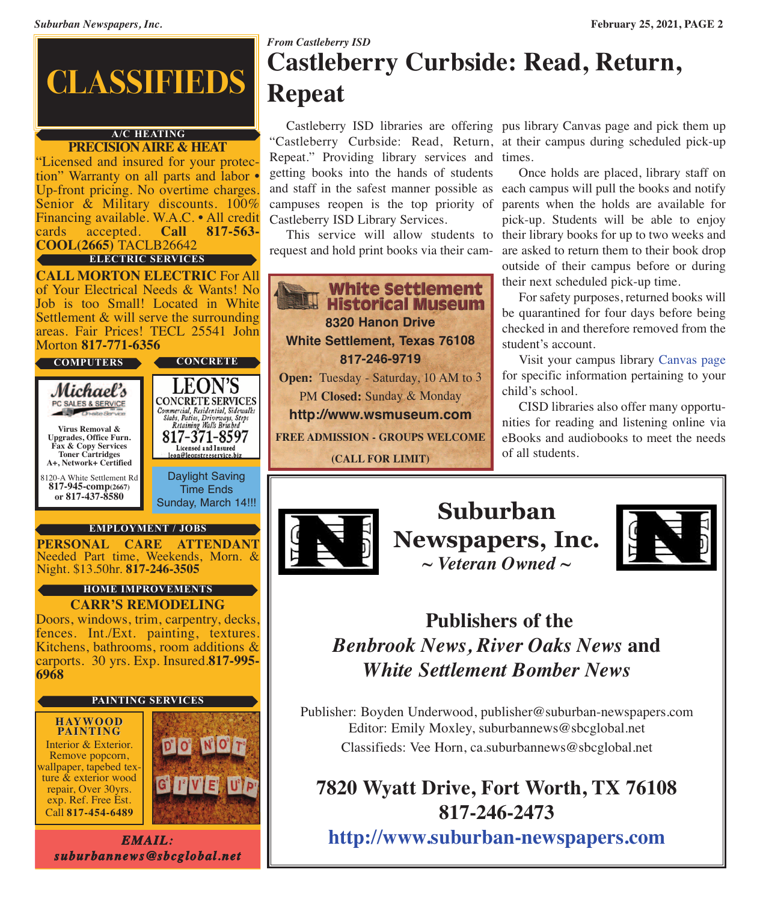# CLASSIFIEDS

**A/C HEATING**

**PRECISION AIRE & HEAT**

"Licensed and insured for your protection" Warranty on all parts and labor • Up-front pricing. No overtime charges. Senior & Military discounts. 100% Financing available. W.A.C. • All credit cards accepted. **Call 817-563-COOL(2665)** TACLB26642

**ELECTRIC SERVICES**

**CALL MORTON ELECTRIC** For All of Your Electrical Needs & Wants! No Job is too Small! Located in White Settlement & will serve the surrounding areas. Fair Prices! TECL 25541 John Morton **817-771-6356**

**COMPUTERS**

**Michael's**
PC SALES & SERVICE
On-site Service

Virus Removal & Upgrades, Office Furn. Fax & Copy Services Toner Cartridges A+, Network+ Certified

8120-A White Settlement Rd
**817-945-comp(2667)**
**or 817-437-8580**

**CONCRETE**

**LEON'S**
**CONCRETE SERVICES**
*Commercial, Residential, Sidewalks Slabs, Patios, Driveways, Steps Retaining Walls Brushed*
**817-371-8597**
Licensed and Insured
leon@leonstreeservice.biz

Daylight Saving Time Ends Sunday, March 14!!!

**EMPLOYMENT / JOBS**

**PERSONAL CARE ATTENDANT** Needed Part time, Weekends, Morn. & Night. $13.50hr. **817-246-3505**

**HOME IMPROVEMENTS**

**CARR'S REMODELING**

Doors, windows, trim, carpentry, decks, fences. Int./Ext. painting, textures. Kitchens, bathrooms, room additions & carports. 30 yrs. Exp. Insured.**817-995-6968**

**PAINTING SERVICES**

**HAYWOOD PAINTING**

Interior & Exterior. Remove popcorn, wallpaper, tapebed texture & exterior wood repair, Over 30yrs. exp. Ref. Free Est. Call **817-454-6489**

DO NOT GIVE UP

***EMAIL: suburbannews@sbcglobal.net***

*From Castleberry ISD*

# Castleberry Curbside: Read, Return, Repeat

Castleberry ISD libraries are offering "Castleberry Curbside: Read, Return, Repeat." Providing library services and getting books into the hands of students and staff in the safest manner possible as campuses reopen is the top priority of Castleberry ISD Library Services.

This service will allow students to request and hold print books via their campus library Canvas page and pick them up at their campus during scheduled pick-up times.

Once holds are placed, library staff on each campus will pull the books and notify parents when the holds are available for pick-up. Students will be able to enjoy their library books for up to two weeks and are asked to return them to their book drop outside of their campus before or during their next scheduled pick-up time.

For safety purposes, returned books will be quarantined for four days before being checked in and therefore removed from the student's account.

Visit your campus library Canvas page for specific information pertaining to your child's school.

CISD libraries also offer many opportunities for reading and listening online via eBooks and audiobooks to meet the needs of all students.

**White Settlement Historical Museum**

**8320 Hanon Drive**
**White Settlement, Texas 76108**
**817-246-9719**
**Open:** Tuesday - Saturday, 10 AM to 3 PM **Closed:** Sunday & Monday
**http://www.wsmuseum.com**
**FREE ADMISSION - GROUPS WELCOME**
**(CALL FOR LIMIT)**

**Suburban Newspapers, Inc.**
***~ Veteran Owned ~***

**Publishers of the *Benbrook News, River Oaks News* and *White Settlement Bomber News***

Publisher: Boyden Underwood, publisher@suburban-newspapers.com
Editor: Emily Moxley, suburbannews@sbcglobal.net
Classifieds: Vee Horn, ca.suburbannews@sbcglobal.net

**7820 Wyatt Drive, Fort Worth, TX 76108**
**817-246-2473**
**http://www.suburban-newspapers.com**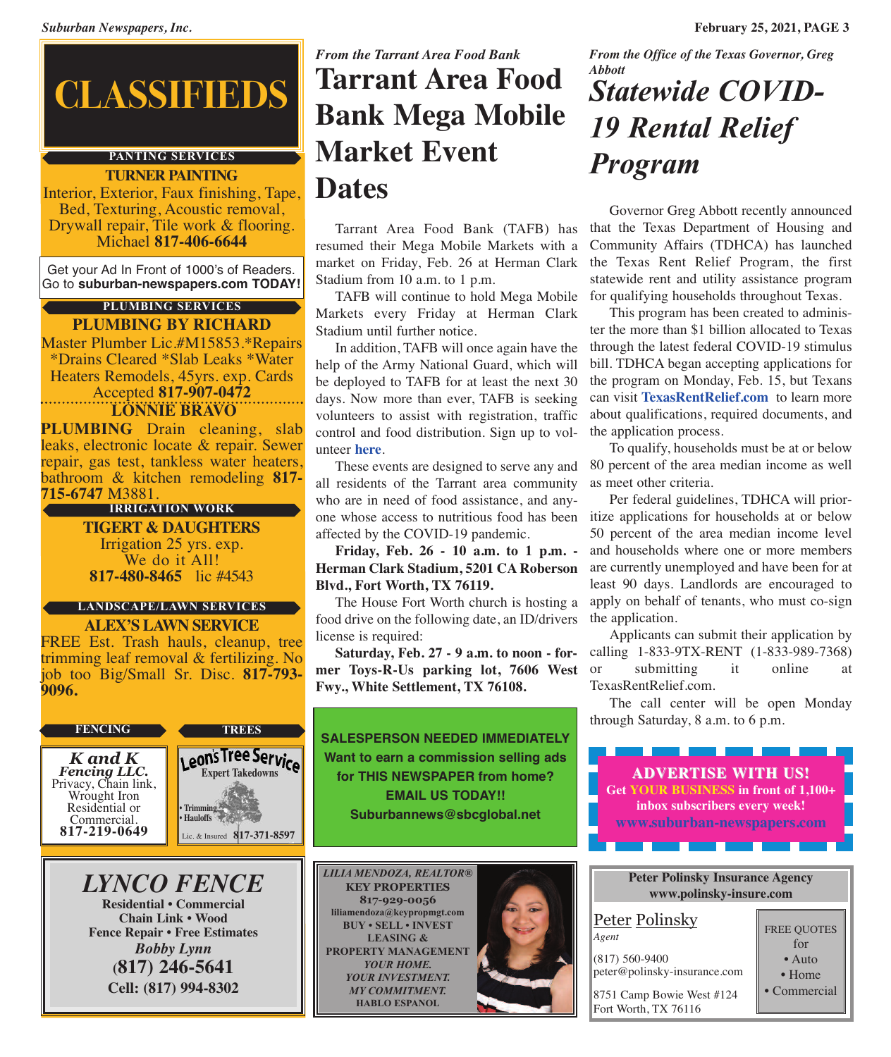# CLASSIFIEDS

### PANTING SERVICES

**TURNER PAINTING**
Interior, Exterior, Faux finishing, Tape, Bed, Texturing, Acoustic removal, Drywall repair, Tile work & flooring. Michael **817-406-6644**

Get your Ad In Front of 1000's of Readers. Go to **suburban-newspapers.com TODAY!**

### PLUMBING SERVICES

**PLUMBING BY RICHARD**
Master Plumber Lic.#M15853.*Repairs *Drains Cleared *Slab Leaks *Water Heaters Remodels, 45yrs. exp. Cards Accepted **817-907-0472**

**LONNIE BRAVO**
**PLUMBING** Drain cleaning, slab leaks, electronic locate & repair. Sewer repair, gas test, tankless water heaters, bathroom & kitchen remodeling **817-715-6747** M3881.

### IRRIGATION WORK

**TIGERT & DAUGHTERS**
Irrigation 25 yrs. exp.
We do it All!
**817-480-8465** lic #4543

### LANDSCAPE/LAWN SERVICES

**ALEX'S LAWN SERVICE**
FREE Est. Trash hauls, cleanup, tree trimming leaf removal & fertilizing. No job too Big/Small Sr. Disc. **817-793-9096.**

### FENCING

***K and K Fencing LLC.***
Privacy, Chain link, Wrought Iron
Residential or Commercial.
**817-219-0649**

### TREES

**Leon's Tree Service**
Expert Takedowns
• Trimming
• Hauloffs
Lic. & Insured **817-371-8597**

***LYNCO FENCE***
**Residential • Commercial**
**Chain Link • Wood**
**Fence Repair • Free Estimates**
***Bobby Lynn***
**(817) 246-5641**
**Cell: (817) 994-8302**

*From the Tarrant Area Food Bank*

# Tarrant Area Food Bank Mega Mobile Market Event Dates

Tarrant Area Food Bank (TAFB) has resumed their Mega Mobile Markets with a market on Friday, Feb. 26 at Herman Clark Stadium from 10 a.m. to 1 p.m.

TAFB will continue to hold Mega Mobile Markets every Friday at Herman Clark Stadium until further notice.

In addition, TAFB will once again have the help of the Army National Guard, which will be deployed to TAFB for at least the next 30 days. Now more than ever, TAFB is seeking volunteers to assist with registration, traffic control and food distribution. Sign up to volunteer **here**.

These events are designed to serve any and all residents of the Tarrant area community who are in need of food assistance, and anyone whose access to nutritious food has been affected by the COVID-19 pandemic.

**Friday, Feb. 26 - 10 a.m. to 1 p.m. - Herman Clark Stadium, 5201 CA Roberson Blvd., Fort Worth, TX 76119.**

The House Fort Worth church is hosting a food drive on the following date, an ID/drivers license is required:

**Saturday, Feb. 27 - 9 a.m. to noon - former Toys-R-Us parking lot, 7606 West Fwy., White Settlement, TX 76108.**

**SALESPERSON NEEDED IMMEDIATELY**
**Want to earn a commission selling ads for THIS NEWSPAPER from home?**
**EMAIL US TODAY!!**
**Suburbannews@sbcglobal.net**

***LILIA MENDOZA, REALTOR®***
**KEY PROPERTIES**
**817-929-0056**
**liliamendoza@keypropmgt.com**
**BUY • SELL • INVEST**
**LEASING & PROPERTY MANAGEMENT**
***YOUR HOME.***
***YOUR INVESTMENT.***
***MY COMMITMENT.***
**HABLO ESPANOL**

*From the Office of the Texas Governor, Greg Abbott*

# *Statewide COVID-19 Rental Relief Program*

Governor Greg Abbott recently announced that the Texas Department of Housing and Community Affairs (TDHCA) has launched the Texas Rent Relief Program, the first statewide rent and utility assistance program for qualifying households throughout Texas.

This program has been created to administer the more than $1 billion allocated to Texas through the latest federal COVID-19 stimulus bill. TDHCA began accepting applications for the program on Monday, Feb. 15, but Texans can visit **TexasRentRelief.com** to learn more about qualifications, required documents, and the application process.

To qualify, households must be at or below 80 percent of the area median income as well as meet other criteria.

Per federal guidelines, TDHCA will prioritize applications for households at or below 50 percent of the area median income level and households where one or more members are currently unemployed and have been for at least 90 days. Landlords are encouraged to apply on behalf of tenants, who must co-sign the application.

Applicants can submit their application by calling 1-833-9TX-RENT (1-833-989-7368) or submitting it online at TexasRentRelief.com.

The call center will be open Monday through Saturday, 8 a.m. to 6 p.m.

**ADVERTISE WITH US!**
**Get YOUR BUSINESS in front of 1,100+ inbox subscribers every week!**
**www.suburban-newspapers.com**

**Peter Polinsky Insurance Agency**
**www.polinsky-insure.com**

Peter Polinsky
*Agent*
(817) 560-9400
peter@polinsky-insurance.com
8751 Camp Bowie West #124
Fort Worth, TX 76116

FREE QUOTES for
• Auto
• Home
• Commercial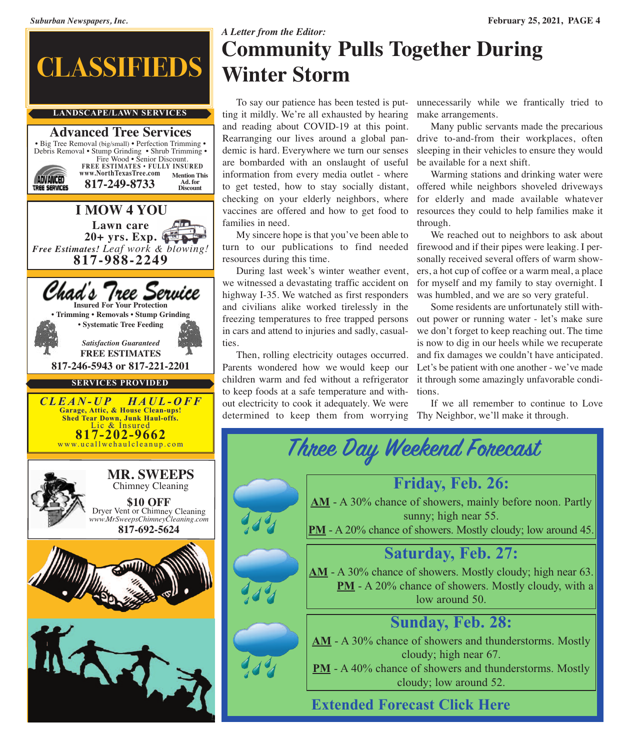# CLASSIFIEDS

## LANDSCAPE/LAWN SERVICES

### Advanced Tree Services

• Big Tree Removal (big/small) • Perfection Trimming • Debris Removal • Stump Grinding • Shrub Trimming • Fire Wood • Senior Discount.

FREE ESTIMATES • FULLY INSURED

www.NorthTexasTree.com

**817-249-8733**

Mention This Ad. for Discount

### I MOW 4 YOU

Lawn care
20+ yrs. Exp.

*Free Estimates! Leaf work & blowing!*

**817-988-2249**

### Chad's Tree Service

Insured For Your Protection

• Trimming • Removals • Stump Grinding
• Systematic Tree Feeding

*Satisfaction Guaranteed*

FREE ESTIMATES

**817-246-5943 or 817-221-2201**

## SERVICES PROVIDED

### CLEAN-UP HAUL-OFF

Garage, Attic, & House Clean-ups!
Shed Tear Down, Junk Haul-offs.
Lic & Insured

**817-202-9662**

www.ucallwehaulcleanup.com

### MR. SWEEPS

Chimney Cleaning

**$10 OFF**
Dryer Vent or Chimney Cleaning

*www.MrSweepsChimneyCleaning.com*

**817-692-5624**

*A Letter from the Editor:*

# Community Pulls Together During Winter Storm

To say our patience has been tested is putting it mildly. We're all exhausted by hearing and reading about COVID-19 at this point. Rearranging our lives around a global pandemic is hard. Everywhere we turn our senses are bombarded with an onslaught of useful information from every media outlet - where to get tested, how to stay socially distant, checking on your elderly neighbors, where vaccines are offered and how to get food to families in need.

My sincere hope is that you've been able to turn to our publications to find needed resources during this time.

During last week's winter weather event, we witnessed a devastating traffic accident on highway I-35. We watched as first responders and civilians alike worked tirelessly in the freezing temperatures to free trapped persons in cars and attend to injuries and sadly, casualties.

Then, rolling electricity outages occurred. Parents wondered how we would keep our children warm and fed without a refrigerator to keep foods at a safe temperature and without electricity to cook it adequately. We were determined to keep them from worrying unnecessarily while we frantically tried to make arrangements.

Many public servants made the precarious drive to-and-from their workplaces, often sleeping in their vehicles to ensure they would be available for a next shift.

Warming stations and drinking water were offered while neighbors shoveled driveways for elderly and made available whatever resources they could to help families make it through.

We reached out to neighbors to ask about firewood and if their pipes were leaking. I personally received several offers of warm showers, a hot cup of coffee or a warm meal, a place for myself and my family to stay overnight. I was humbled, and we are so very grateful.

Some residents are unfortunately still without power or running water - let's make sure we don't forget to keep reaching out. The time is now to dig in our heels while we recuperate and fix damages we couldn't have anticipated. Let's be patient with one another - we've made it through some amazingly unfavorable conditions.

If we all remember to continue to Love Thy Neighbor, we'll make it through.

## Three Day Weekend Forecast

### Friday, Feb. 26:

**AM** - A 30% chance of showers, mainly before noon. Partly sunny; high near 55.

**PM** - A 20% chance of showers. Mostly cloudy; low around 45.

### Saturday, Feb. 27:

**AM** - A 30% chance of showers. Mostly cloudy; high near 63.

**PM** - A 20% chance of showers. Mostly cloudy, with a low around 50.

### Sunday, Feb. 28:

**AM** - A 30% chance of showers and thunderstorms. Mostly cloudy; high near 67.

**PM** - A 40% chance of showers and thunderstorms. Mostly cloudy; low around 52.

**Extended Forecast Click Here**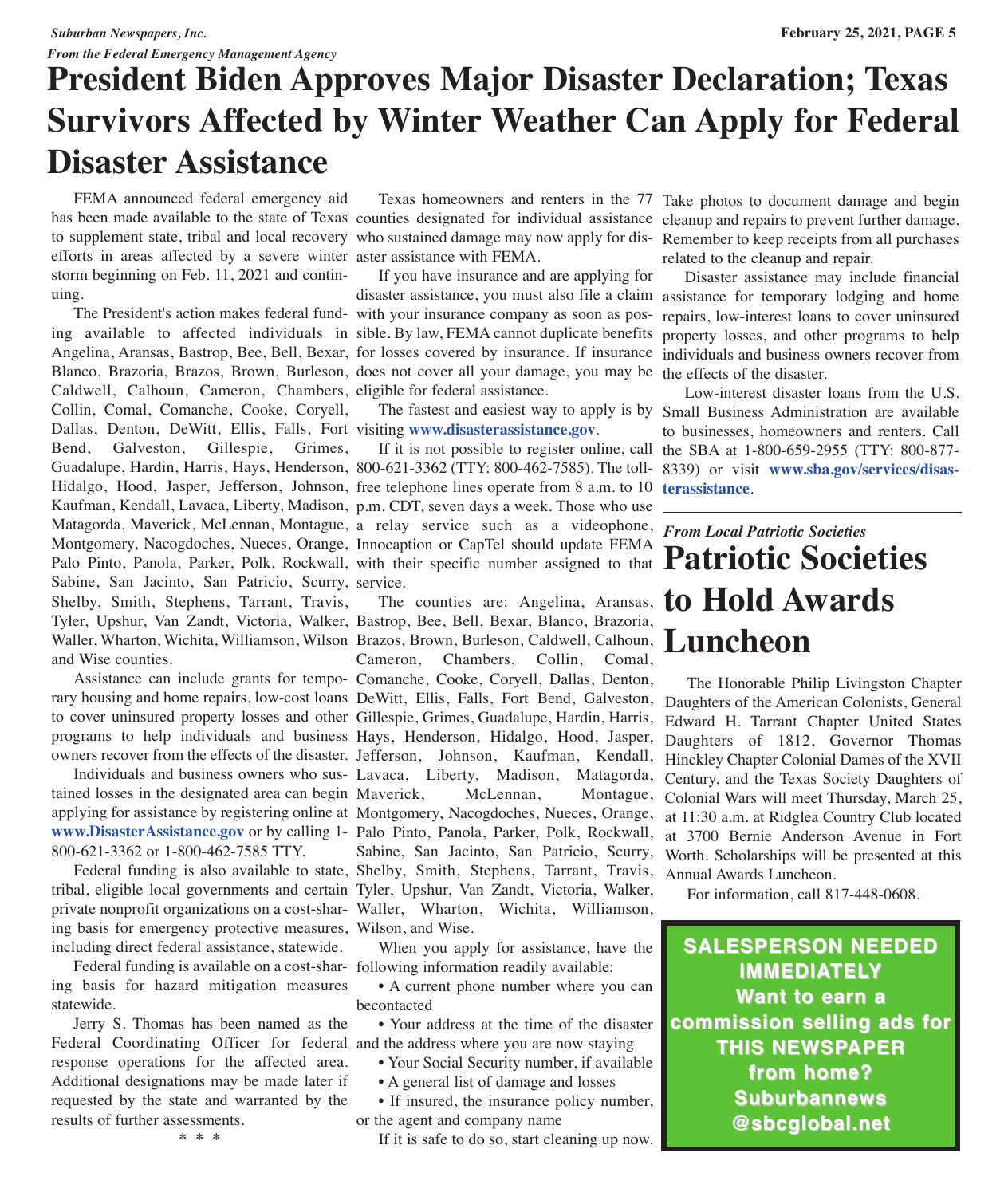*From the Federal Emergency Management Agency*

# President Biden Approves Major Disaster Declaration; Texas Survivors Affected by Winter Weather Can Apply for Federal Disaster Assistance

FEMA announced federal emergency aid has been made available to the state of Texas to supplement state, tribal and local recovery efforts in areas affected by a severe winter storm beginning on Feb. 11, 2021 and continuing.

The President's action makes federal funding available to affected individuals in Angelina, Aransas, Bastrop, Bee, Bell, Bexar, Blanco, Brazoria, Brazos, Brown, Burleson, Caldwell, Calhoun, Cameron, Chambers, Collin, Comal, Comanche, Cooke, Coryell, Dallas, Denton, DeWitt, Ellis, Falls, Fort Bend, Galveston, Gillespie, Grimes, Guadalupe, Hardin, Harris, Hays, Henderson, Hidalgo, Hood, Jasper, Jefferson, Johnson, Kaufman, Kendall, Lavaca, Liberty, Madison, Matagorda, Maverick, McLennan, Montague, Montgomery, Nacogdoches, Nueces, Orange, Palo Pinto, Panola, Parker, Polk, Rockwall, Sabine, San Jacinto, San Patricio, Scurry, Shelby, Smith, Stephens, Tarrant, Travis, Tyler, Upshur, Van Zandt, Victoria, Walker, Waller, Wharton, Wichita, Williamson, Wilson and Wise counties.

Assistance can include grants for temporary housing and home repairs, low-cost loans to cover uninsured property losses and other programs to help individuals and business owners recover from the effects of the disaster.

Individuals and business owners who sustained losses in the designated area can begin applying for assistance by registering online at **www.DisasterAssistance.gov** or by calling 1-800-621-3362 or 1-800-462-7585 TTY.

Federal funding is also available to state, tribal, eligible local governments and certain private nonprofit organizations on a cost-sharing basis for emergency protective measures, including direct federal assistance, statewide.

Federal funding is available on a cost-sharing basis for hazard mitigation measures statewide.

Jerry S. Thomas has been named as the Federal Coordinating Officer for federal response operations for the affected area. Additional designations may be made later if requested by the state and warranted by the results of further assessments.

\* \* \*

Texas homeowners and renters in the 77 counties designated for individual assistance who sustained damage may now apply for disaster assistance with FEMA.

If you have insurance and are applying for disaster assistance, you must also file a claim with your insurance company as soon as possible. By law, FEMA cannot duplicate benefits for losses covered by insurance. If insurance does not cover all your damage, you may be eligible for federal assistance.

The fastest and easiest way to apply is by visiting **www.disasterassistance.gov**.

If it is not possible to register online, call 800-621-3362 (TTY: 800-462-7585). The toll-free telephone lines operate from 8 a.m. to 10 p.m. CDT, seven days a week. Those who use a relay service such as a videophone, Innocaption or CapTel should update FEMA with their specific number assigned to that service.

The counties are: Angelina, Aransas, Bastrop, Bee, Bell, Bexar, Blanco, Brazoria, Brazos, Brown, Burleson, Caldwell, Calhoun, Cameron, Chambers, Collin, Comal, Comanche, Cooke, Coryell, Dallas, Denton, DeWitt, Ellis, Falls, Fort Bend, Galveston, Gillespie, Grimes, Guadalupe, Hardin, Harris, Hays, Henderson, Hidalgo, Hood, Jasper, Jefferson, Johnson, Kaufman, Kendall, Lavaca, Liberty, Madison, Matagorda, Maverick, McLennan, Montague, Montgomery, Nacogdoches, Nueces, Orange, Palo Pinto, Panola, Parker, Polk, Rockwall, Sabine, San Jacinto, San Patricio, Scurry, Shelby, Smith, Stephens, Tarrant, Travis, Tyler, Upshur, Van Zandt, Victoria, Walker, Waller, Wharton, Wichita, Williamson, Wilson, and Wise.

When you apply for assistance, have the following information readily available:

- A current phone number where you can becontacted
- Your address at the time of the disaster and the address where you are now staying
- Your Social Security number, if available
- A general list of damage and losses
- If insured, the insurance policy number, or the agent and company name

If it is safe to do so, start cleaning up now. Take photos to document damage and begin cleanup and repairs to prevent further damage. Remember to keep receipts from all purchases related to the cleanup and repair.

Disaster assistance may include financial assistance for temporary lodging and home repairs, low-interest loans to cover uninsured property losses, and other programs to help individuals and business owners recover from the effects of the disaster.

Low-interest disaster loans from the U.S. Small Business Administration are available to businesses, homeowners and renters. Call the SBA at 1-800-659-2955 (TTY: 800-877-8339) or visit **www.sba.gov/services/disasterassistance**.

---

*From Local Patriotic Societies*

# Patriotic Societies to Hold Awards Luncheon

The Honorable Philip Livingston Chapter Daughters of the American Colonists, General Edward H. Tarrant Chapter United States Daughters of 1812, Governor Thomas Hinckley Chapter Colonial Dames of the XVII Century, and the Texas Society Daughters of Colonial Wars will meet Thursday, March 25, at 11:30 a.m. at Ridglea Country Club located at 3700 Bernie Anderson Avenue in Fort Worth. Scholarships will be presented at this Annual Awards Luncheon.

For information, call 817-448-0608.

**SALESPERSON NEEDED IMMEDIATELY**
**Want to earn a commission selling ads for THIS NEWSPAPER from home?**
**Suburbannews @sbcglobal.net**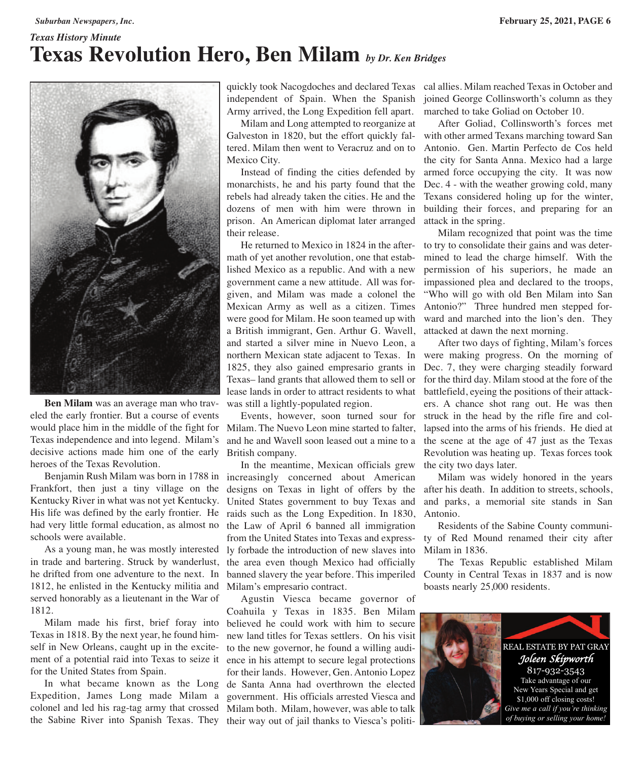*Texas History Minute*

# Texas Revolution Hero, Ben Milam *by Dr. Ken Bridges*

**Ben Milam** was an average man who traveled the early frontier. But a course of events would place him in the middle of the fight for Texas independence and into legend. Milam's decisive actions made him one of the early heroes of the Texas Revolution.

Benjamin Rush Milam was born in 1788 in Frankfort, then just a tiny village on the Kentucky River in what was not yet Kentucky. His life was defined by the early frontier. He had very little formal education, as almost no schools were available.

As a young man, he was mostly interested in trade and bartering. Struck by wanderlust, he drifted from one adventure to the next. In 1812, he enlisted in the Kentucky militia and served honorably as a lieutenant in the War of 1812.

Milam made his first, brief foray into Texas in 1818. By the next year, he found himself in New Orleans, caught up in the excitement of a potential raid into Texas to seize it for the United States from Spain.

In what became known as the Long Expedition, James Long made Milam a colonel and led his rag-tag army that crossed the Sabine River into Spanish Texas. They quickly took Nacogdoches and declared Texas independent of Spain. When the Spanish Army arrived, the Long Expedition fell apart.

Milam and Long attempted to reorganize at Galveston in 1820, but the effort quickly faltered. Milam then went to Veracruz and on to Mexico City.

Instead of finding the cities defended by monarchists, he and his party found that the rebels had already taken the cities. He and the dozens of men with him were thrown in prison. An American diplomat later arranged their release.

He returned to Mexico in 1824 in the aftermath of yet another revolution, one that established Mexico as a republic. And with a new government came a new attitude. All was forgiven, and Milam was made a colonel the Mexican Army as well as a citizen. Times were good for Milam. He soon teamed up with a British immigrant, Gen. Arthur G. Wavell, and started a silver mine in Nuevo Leon, a northern Mexican state adjacent to Texas. In 1825, they also gained empresario grants in Texas– land grants that allowed them to sell or lease lands in order to attract residents to what was still a lightly-populated region.

Events, however, soon turned sour for Milam. The Nuevo Leon mine started to falter, and he and Wavell soon leased out a mine to a British company.

In the meantime, Mexican officials grew increasingly concerned about American designs on Texas in light of offers by the United States government to buy Texas and raids such as the Long Expedition. In 1830, the Law of April 6 banned all immigration from the United States into Texas and expressly forbade the introduction of new slaves into the area even though Mexico had officially banned slavery the year before. This imperiled Milam's empresario contract.

Agustin Viesca became governor of Coahuila y Texas in 1835. Ben Milam believed he could work with him to secure new land titles for Texas settlers. On his visit to the new governor, he found a willing audience in his attempt to secure legal protections for their lands. However, Gen. Antonio Lopez de Santa Anna had overthrown the elected government. His officials arrested Viesca and Milam both. Milam, however, was able to talk their way out of jail thanks to Viesca's political allies. Milam reached Texas in October and joined George Collinsworth's column as they marched to take Goliad on October 10.

After Goliad, Collinsworth's forces met with other armed Texans marching toward San Antonio. Gen. Martin Perfecto de Cos held the city for Santa Anna. Mexico had a large armed force occupying the city. It was now Dec. 4 - with the weather growing cold, many Texans considered holing up for the winter, building their forces, and preparing for an attack in the spring.

Milam recognized that point was the time to try to consolidate their gains and was determined to lead the charge himself. With the permission of his superiors, he made an impassioned plea and declared to the troops, "Who will go with old Ben Milam into San Antonio?" Three hundred men stepped forward and marched into the lion's den. They attacked at dawn the next morning.

After two days of fighting, Milam's forces were making progress. On the morning of Dec. 7, they were charging steadily forward for the third day. Milam stood at the fore of the battlefield, eyeing the positions of their attackers. A chance shot rang out. He was then struck in the head by the rifle fire and collapsed into the arms of his friends. He died at the scene at the age of 47 just as the Texas Revolution was heating up. Texas forces took the city two days later.

Milam was widely honored in the years after his death. In addition to streets, schools, and parks, a memorial site stands in San Antonio.

Residents of the Sabine County community of Red Mound renamed their city after Milam in 1836.

The Texas Republic established Milam County in Central Texas in 1837 and is now boasts nearly 25,000 residents.

---

REAL ESTATE BY PAT GRAY
*Joleen Skipworth*
817-932-3543
Take advantage of our New Years Special and get $1,000 off closing costs!
*Give me a call if you're thinking of buying or selling your home!*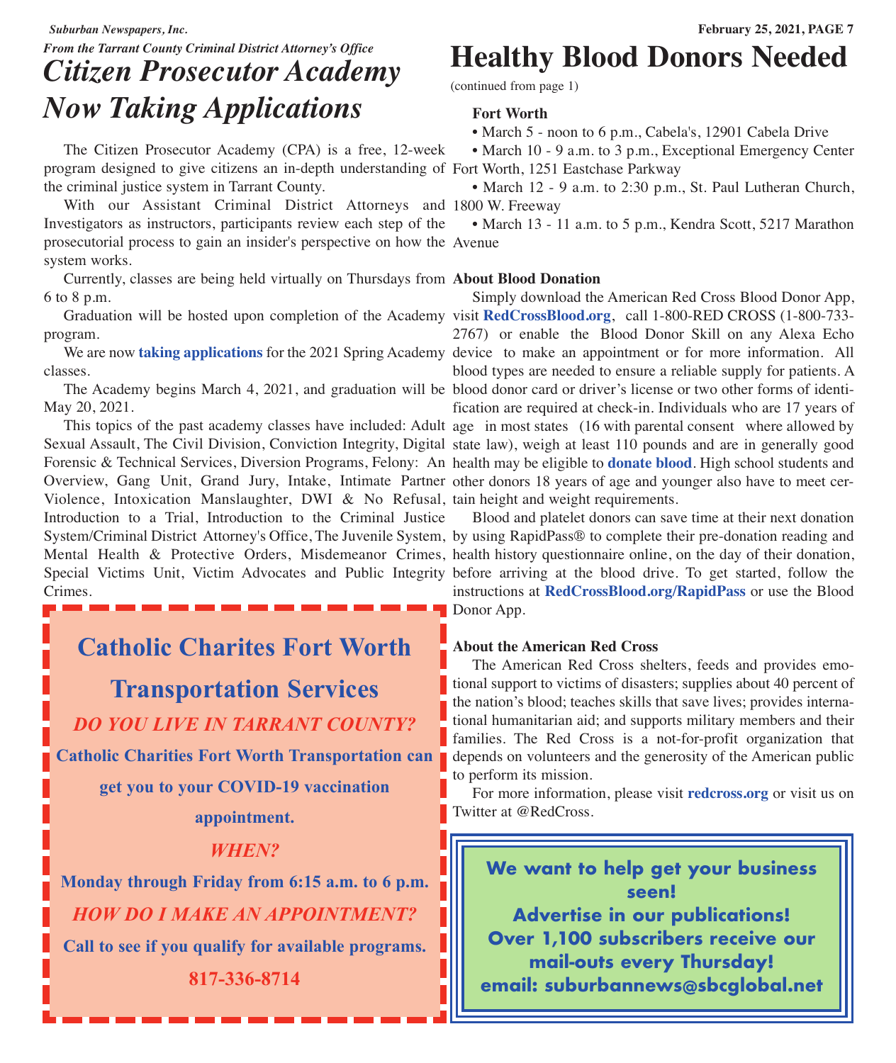*From the Tarrant County Criminal District Attorney's Office*

# *Citizen Prosecutor Academy Now Taking Applications*

The Citizen Prosecutor Academy (CPA) is a free, 12-week program designed to give citizens an in-depth understanding of the criminal justice system in Tarrant County.

With our Assistant Criminal District Attorneys and Investigators as instructors, participants review each step of the prosecutorial process to gain an insider's perspective on how the system works.

Currently, classes are being held virtually on Thursdays from 6 to 8 p.m.

Graduation will be hosted upon completion of the Academy program.

We are now **taking applications** for the 2021 Spring Academy classes.

The Academy begins March 4, 2021, and graduation will be May 20, 2021.

This topics of the past academy classes have included: Adult Sexual Assault, The Civil Division, Conviction Integrity, Digital Forensic & Technical Services, Diversion Programs, Felony: An Overview, Gang Unit, Grand Jury, Intake, Intimate Partner Violence, Intoxication Manslaughter, DWI & No Refusal, Introduction to a Trial, Introduction to the Criminal Justice System/Criminal District Attorney's Office, The Juvenile System, Mental Health & Protective Orders, Misdemeanor Crimes, Special Victims Unit, Victim Advocates and Public Integrity Crimes.

## Catholic Charites Fort Worth Transportation Services

***DO YOU LIVE IN TARRANT COUNTY?***

**Catholic Charities Fort Worth Transportation can get you to your COVID-19 vaccination appointment.**

***WHEN?***

**Monday through Friday from 6:15 a.m. to 6 p.m.**

***HOW DO I MAKE AN APPOINTMENT?***

**Call to see if you qualify for available programs.**

**817-336-8714**

# Healthy Blood Donors Needed

(continued from page 1)

**Fort Worth**

- March 5 - noon to 6 p.m., Cabela's, 12901 Cabela Drive
- March 10 - 9 a.m. to 3 p.m., Exceptional Emergency Center Fort Worth, 1251 Eastchase Parkway
- March 12 - 9 a.m. to 2:30 p.m., St. Paul Lutheran Church, 1800 W. Freeway
- March 13 - 11 a.m. to 5 p.m., Kendra Scott, 5217 Marathon Avenue

**About Blood Donation**

Simply download the American Red Cross Blood Donor App, visit **RedCrossBlood.org**, call 1-800-RED CROSS (1-800-733-2767) or enable the Blood Donor Skill on any Alexa Echo device to make an appointment or for more information. All blood types are needed to ensure a reliable supply for patients. A blood donor card or driver's license or two other forms of identification are required at check-in. Individuals who are 17 years of age in most states (16 with parental consent where allowed by state law), weigh at least 110 pounds and are in generally good health may be eligible to **donate blood**. High school students and other donors 18 years of age and younger also have to meet certain height and weight requirements.

Blood and platelet donors can save time at their next donation by using RapidPass® to complete their pre-donation reading and health history questionnaire online, on the day of their donation, before arriving at the blood drive. To get started, follow the instructions at **RedCrossBlood.org/RapidPass** or use the Blood Donor App.

**About the American Red Cross**

The American Red Cross shelters, feeds and provides emotional support to victims of disasters; supplies about 40 percent of the nation's blood; teaches skills that save lives; provides international humanitarian aid; and supports military members and their families. The Red Cross is a not-for-profit organization that depends on volunteers and the generosity of the American public to perform its mission.

For more information, please visit **redcross.org** or visit us on Twitter at @RedCross.

**We want to help get your business seen!**
**Advertise in our publications!**
**Over 1,100 subscribers receive our mail-outs every Thursday!**
**email: suburbannews@sbcglobal.net**